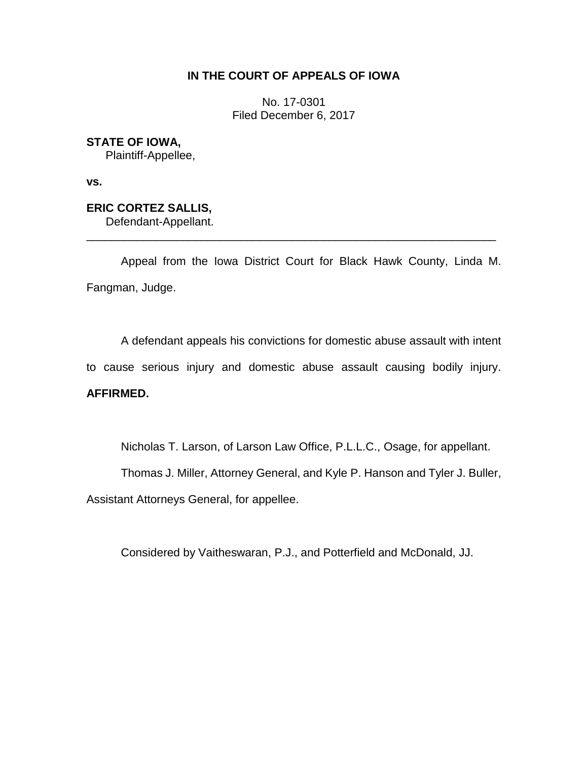**IN THE COURT OF APPEALS OF IOWA**

No. 17-0301
Filed December 6, 2017

**STATE OF IOWA,**
Plaintiff-Appellee,

**vs.**

**ERIC CORTEZ SALLIS,**
Defendant-Appellant.

---

Appeal from the Iowa District Court for Black Hawk County, Linda M. Fangman, Judge.

A defendant appeals his convictions for domestic abuse assault with intent to cause serious injury and domestic abuse assault causing bodily injury. **AFFIRMED.**

Nicholas T. Larson, of Larson Law Office, P.L.L.C., Osage, for appellant.

Thomas J. Miller, Attorney General, and Kyle P. Hanson and Tyler J. Buller, Assistant Attorneys General, for appellee.

Considered by Vaitheswaran, P.J., and Potterfield and McDonald, JJ.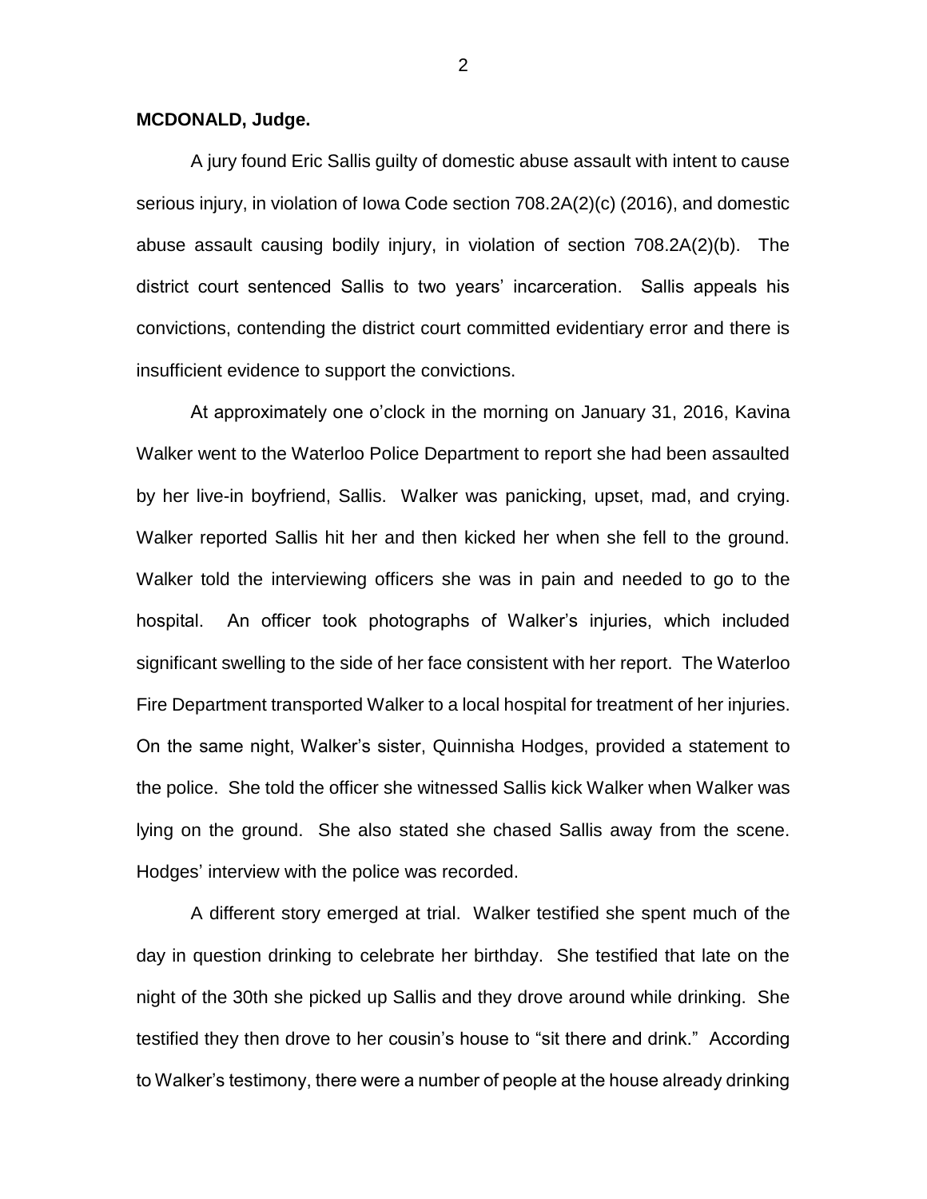**MCDONALD, Judge.**

A jury found Eric Sallis guilty of domestic abuse assault with intent to cause serious injury, in violation of Iowa Code section 708.2A(2)(c) (2016), and domestic abuse assault causing bodily injury, in violation of section 708.2A(2)(b). The district court sentenced Sallis to two years' incarceration. Sallis appeals his convictions, contending the district court committed evidentiary error and there is insufficient evidence to support the convictions.

At approximately one o'clock in the morning on January 31, 2016, Kavina Walker went to the Waterloo Police Department to report she had been assaulted by her live-in boyfriend, Sallis. Walker was panicking, upset, mad, and crying. Walker reported Sallis hit her and then kicked her when she fell to the ground. Walker told the interviewing officers she was in pain and needed to go to the hospital. An officer took photographs of Walker's injuries, which included significant swelling to the side of her face consistent with her report. The Waterloo Fire Department transported Walker to a local hospital for treatment of her injuries. On the same night, Walker's sister, Quinnisha Hodges, provided a statement to the police. She told the officer she witnessed Sallis kick Walker when Walker was lying on the ground. She also stated she chased Sallis away from the scene. Hodges' interview with the police was recorded.

A different story emerged at trial. Walker testified she spent much of the day in question drinking to celebrate her birthday. She testified that late on the night of the 30th she picked up Sallis and they drove around while drinking. She testified they then drove to her cousin's house to "sit there and drink." According to Walker's testimony, there were a number of people at the house already drinking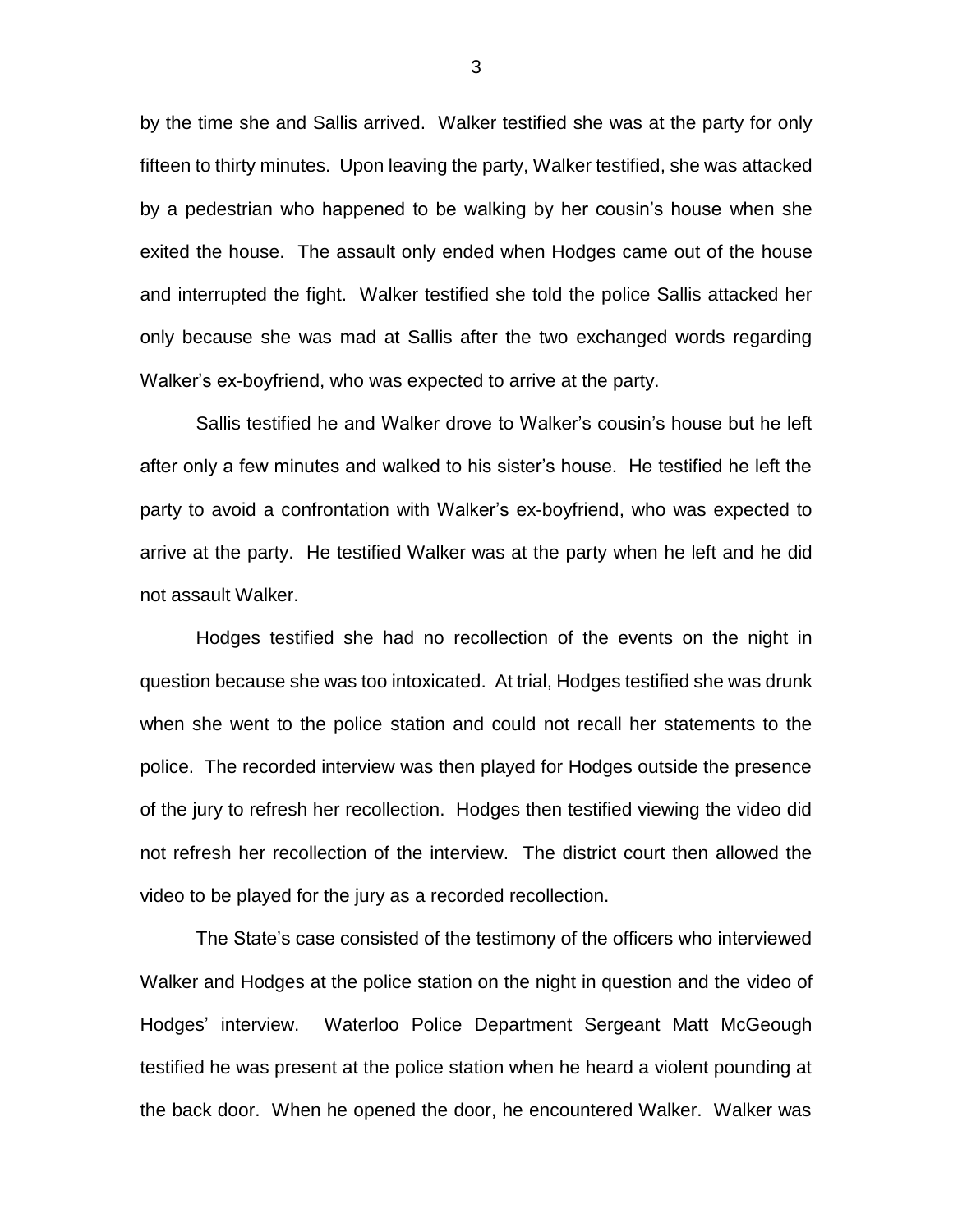by the time she and Sallis arrived. Walker testified she was at the party for only fifteen to thirty minutes. Upon leaving the party, Walker testified, she was attacked by a pedestrian who happened to be walking by her cousin's house when she exited the house. The assault only ended when Hodges came out of the house and interrupted the fight. Walker testified she told the police Sallis attacked her only because she was mad at Sallis after the two exchanged words regarding Walker's ex-boyfriend, who was expected to arrive at the party.

Sallis testified he and Walker drove to Walker's cousin's house but he left after only a few minutes and walked to his sister's house. He testified he left the party to avoid a confrontation with Walker's ex-boyfriend, who was expected to arrive at the party. He testified Walker was at the party when he left and he did not assault Walker.

Hodges testified she had no recollection of the events on the night in question because she was too intoxicated. At trial, Hodges testified she was drunk when she went to the police station and could not recall her statements to the police. The recorded interview was then played for Hodges outside the presence of the jury to refresh her recollection. Hodges then testified viewing the video did not refresh her recollection of the interview. The district court then allowed the video to be played for the jury as a recorded recollection.

The State's case consisted of the testimony of the officers who interviewed Walker and Hodges at the police station on the night in question and the video of Hodges' interview. Waterloo Police Department Sergeant Matt McGeough testified he was present at the police station when he heard a violent pounding at the back door. When he opened the door, he encountered Walker. Walker was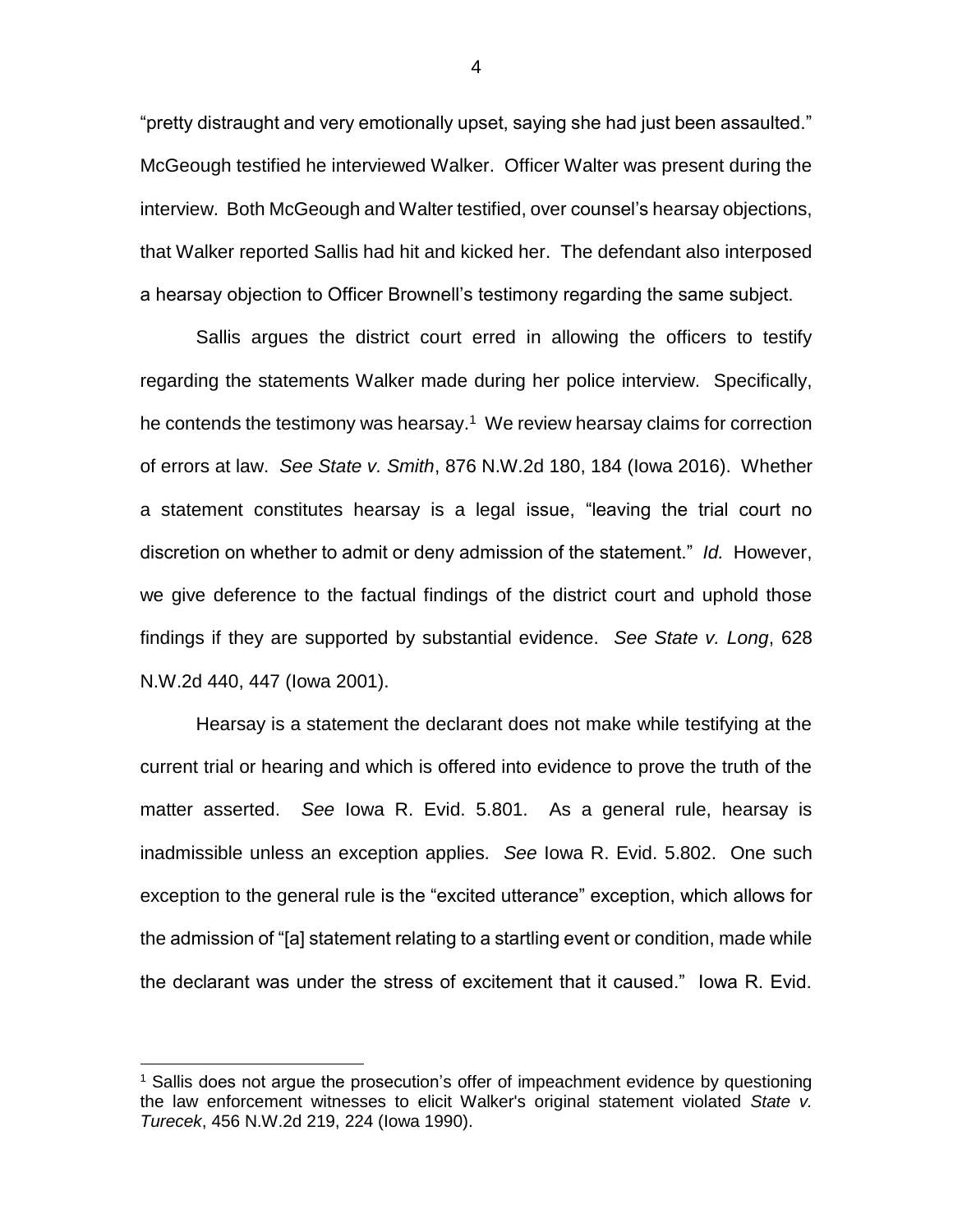"pretty distraught and very emotionally upset, saying she had just been assaulted." McGeough testified he interviewed Walker. Officer Walter was present during the interview. Both McGeough and Walter testified, over counsel's hearsay objections, that Walker reported Sallis had hit and kicked her. The defendant also interposed a hearsay objection to Officer Brownell's testimony regarding the same subject.

Sallis argues the district court erred in allowing the officers to testify regarding the statements Walker made during her police interview. Specifically, he contends the testimony was hearsay.[1] We review hearsay claims for correction of errors at law. *See State v. Smith*, 876 N.W.2d 180, 184 (Iowa 2016). Whether a statement constitutes hearsay is a legal issue, "leaving the trial court no discretion on whether to admit or deny admission of the statement." *Id.* However, we give deference to the factual findings of the district court and uphold those findings if they are supported by substantial evidence. *See State v. Long*, 628 N.W.2d 440, 447 (Iowa 2001).

Hearsay is a statement the declarant does not make while testifying at the current trial or hearing and which is offered into evidence to prove the truth of the matter asserted. *See* Iowa R. Evid. 5.801. As a general rule, hearsay is inadmissible unless an exception applies. *See* Iowa R. Evid. 5.802. One such exception to the general rule is the "excited utterance" exception, which allows for the admission of "[a] statement relating to a startling event or condition, made while the declarant was under the stress of excitement that it caused." Iowa R. Evid.

[1] Sallis does not argue the prosecution's offer of impeachment evidence by questioning the law enforcement witnesses to elicit Walker's original statement violated *State v. Turecek*, 456 N.W.2d 219, 224 (Iowa 1990).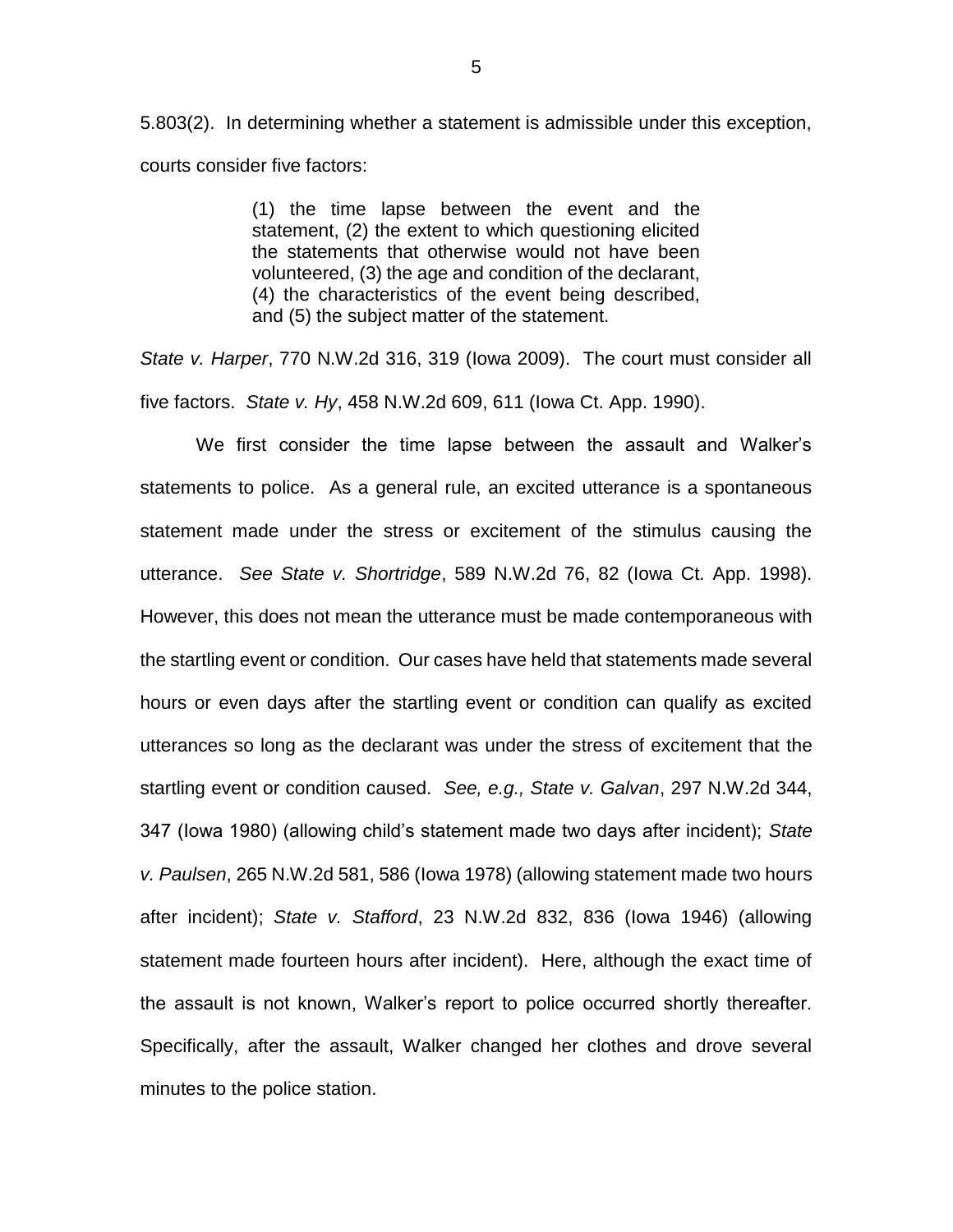5.803(2). In determining whether a statement is admissible under this exception, courts consider five factors:

> (1) the time lapse between the event and the statement, (2) the extent to which questioning elicited the statements that otherwise would not have been volunteered, (3) the age and condition of the declarant, (4) the characteristics of the event being described, and (5) the subject matter of the statement.

*State v. Harper*, 770 N.W.2d 316, 319 (Iowa 2009). The court must consider all five factors. *State v. Hy*, 458 N.W.2d 609, 611 (Iowa Ct. App. 1990).

We first consider the time lapse between the assault and Walker's statements to police. As a general rule, an excited utterance is a spontaneous statement made under the stress or excitement of the stimulus causing the utterance. *See State v. Shortridge*, 589 N.W.2d 76, 82 (Iowa Ct. App. 1998). However, this does not mean the utterance must be made contemporaneous with the startling event or condition. Our cases have held that statements made several hours or even days after the startling event or condition can qualify as excited utterances so long as the declarant was under the stress of excitement that the startling event or condition caused. *See, e.g., State v. Galvan*, 297 N.W.2d 344, 347 (Iowa 1980) (allowing child's statement made two days after incident); *State v. Paulsen*, 265 N.W.2d 581, 586 (Iowa 1978) (allowing statement made two hours after incident); *State v. Stafford*, 23 N.W.2d 832, 836 (Iowa 1946) (allowing statement made fourteen hours after incident). Here, although the exact time of the assault is not known, Walker's report to police occurred shortly thereafter. Specifically, after the assault, Walker changed her clothes and drove several minutes to the police station.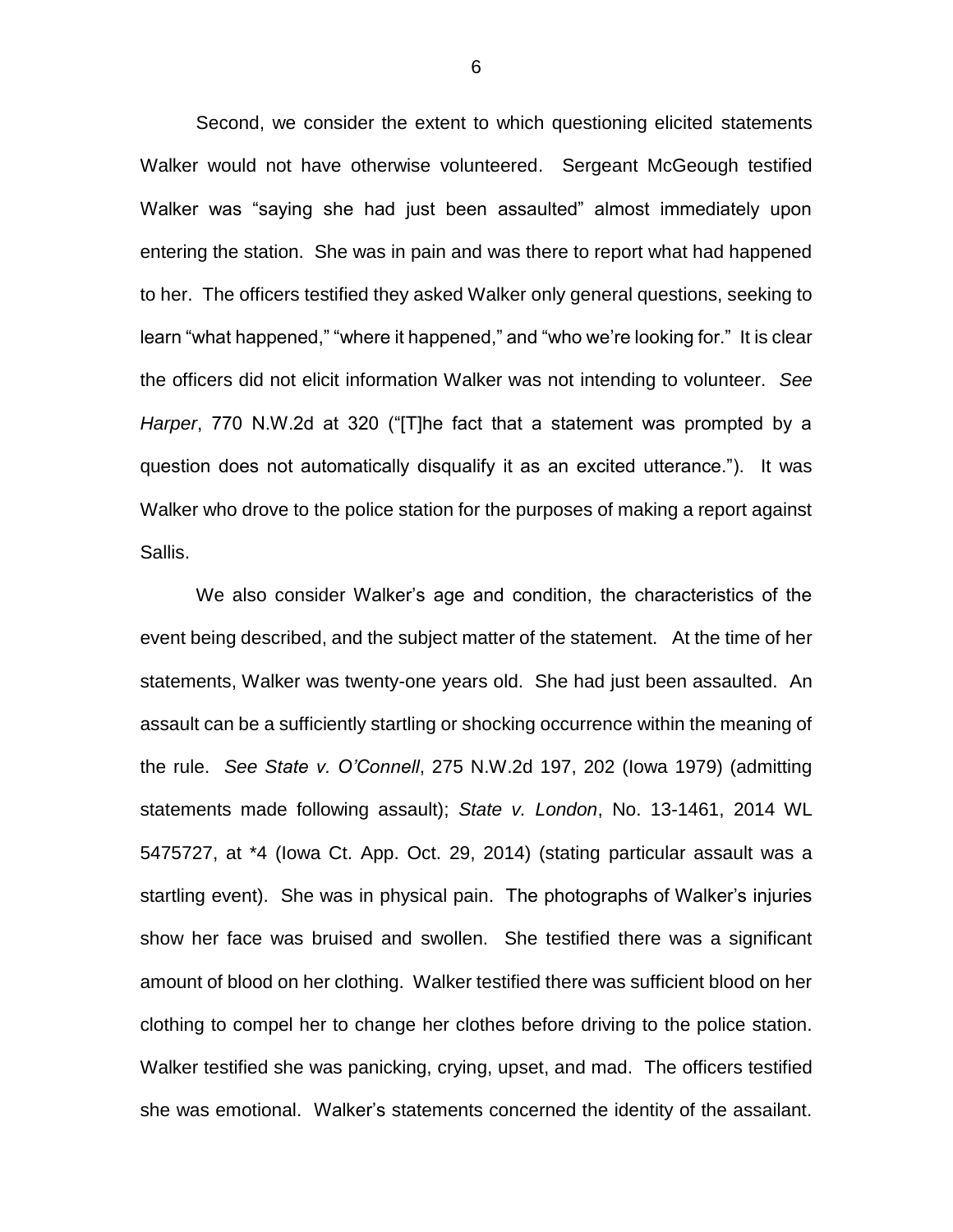Second, we consider the extent to which questioning elicited statements Walker would not have otherwise volunteered. Sergeant McGeough testified Walker was "saying she had just been assaulted" almost immediately upon entering the station. She was in pain and was there to report what had happened to her. The officers testified they asked Walker only general questions, seeking to learn "what happened," "where it happened," and "who we're looking for." It is clear the officers did not elicit information Walker was not intending to volunteer. *See Harper*, 770 N.W.2d at 320 ("[T]he fact that a statement was prompted by a question does not automatically disqualify it as an excited utterance."). It was Walker who drove to the police station for the purposes of making a report against Sallis.

We also consider Walker's age and condition, the characteristics of the event being described, and the subject matter of the statement. At the time of her statements, Walker was twenty-one years old. She had just been assaulted. An assault can be a sufficiently startling or shocking occurrence within the meaning of the rule. *See State v. O'Connell*, 275 N.W.2d 197, 202 (Iowa 1979) (admitting statements made following assault); *State v. London*, No. 13-1461, 2014 WL 5475727, at *4 (Iowa Ct. App. Oct. 29, 2014) (stating particular assault was a startling event). She was in physical pain. The photographs of Walker's injuries show her face was bruised and swollen. She testified there was a significant amount of blood on her clothing. Walker testified there was sufficient blood on her clothing to compel her to change her clothes before driving to the police station. Walker testified she was panicking, crying, upset, and mad. The officers testified she was emotional. Walker's statements concerned the identity of the assailant.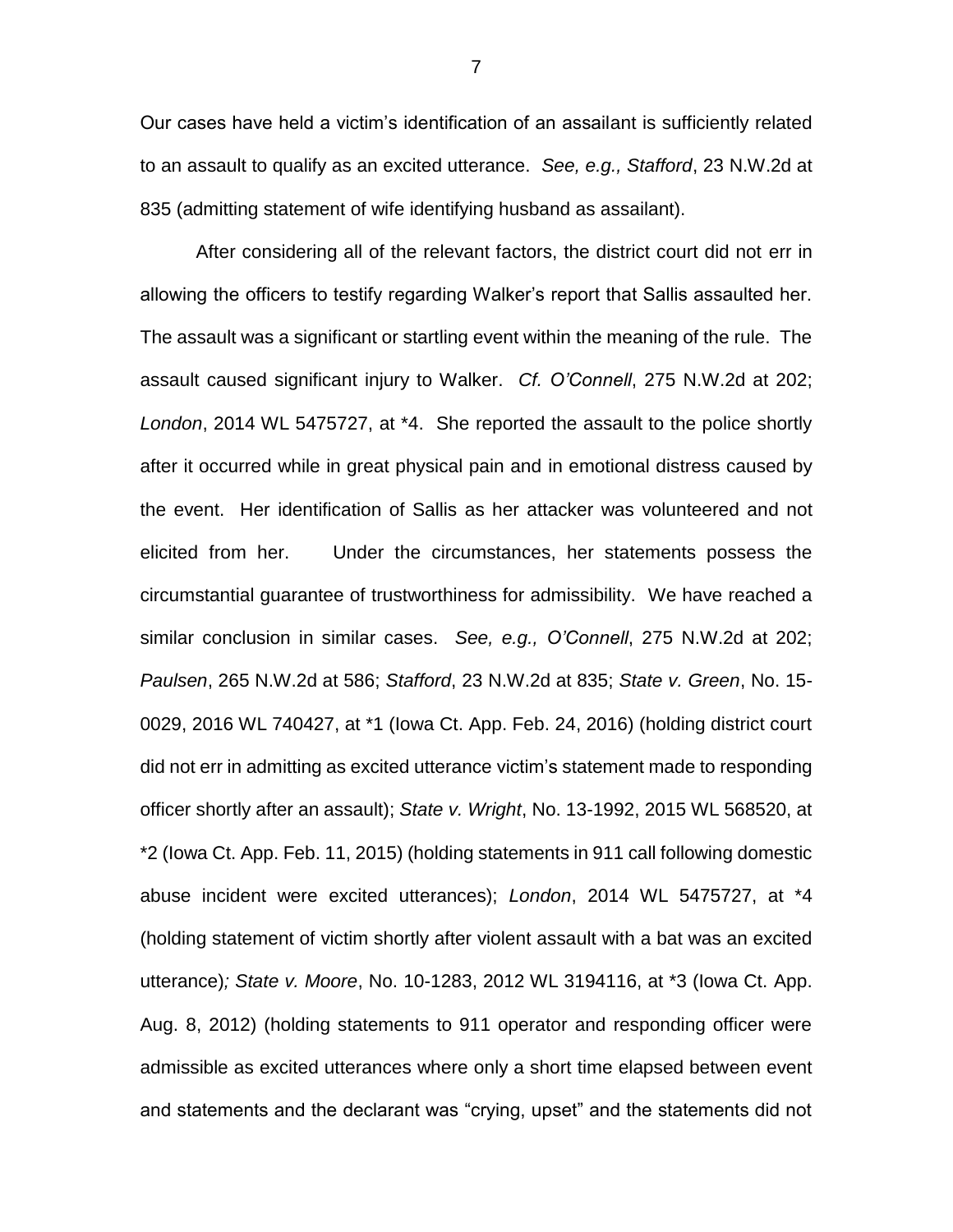Our cases have held a victim's identification of an assailant is sufficiently related to an assault to qualify as an excited utterance. *See, e.g., Stafford*, 23 N.W.2d at 835 (admitting statement of wife identifying husband as assailant).

After considering all of the relevant factors, the district court did not err in allowing the officers to testify regarding Walker's report that Sallis assaulted her. The assault was a significant or startling event within the meaning of the rule. The assault caused significant injury to Walker. *Cf. O'Connell*, 275 N.W.2d at 202; *London*, 2014 WL 5475727, at *4. She reported the assault to the police shortly after it occurred while in great physical pain and in emotional distress caused by the event. Her identification of Sallis as her attacker was volunteered and not elicited from her. Under the circumstances, her statements possess the circumstantial guarantee of trustworthiness for admissibility. We have reached a similar conclusion in similar cases. *See, e.g., O'Connell*, 275 N.W.2d at 202; *Paulsen*, 265 N.W.2d at 586; *Stafford*, 23 N.W.2d at 835; *State v. Green*, No. 15-0029, 2016 WL 740427, at *1 (Iowa Ct. App. Feb. 24, 2016) (holding district court did not err in admitting as excited utterance victim's statement made to responding officer shortly after an assault); *State v. Wright*, No. 13-1992, 2015 WL 568520, at *2 (Iowa Ct. App. Feb. 11, 2015) (holding statements in 911 call following domestic abuse incident were excited utterances); *London*, 2014 WL 5475727, at *4 (holding statement of victim shortly after violent assault with a bat was an excited utterance)*; State v. Moore*, No. 10-1283, 2012 WL 3194116, at *3 (Iowa Ct. App. Aug. 8, 2012) (holding statements to 911 operator and responding officer were admissible as excited utterances where only a short time elapsed between event and statements and the declarant was "crying, upset" and the statements did not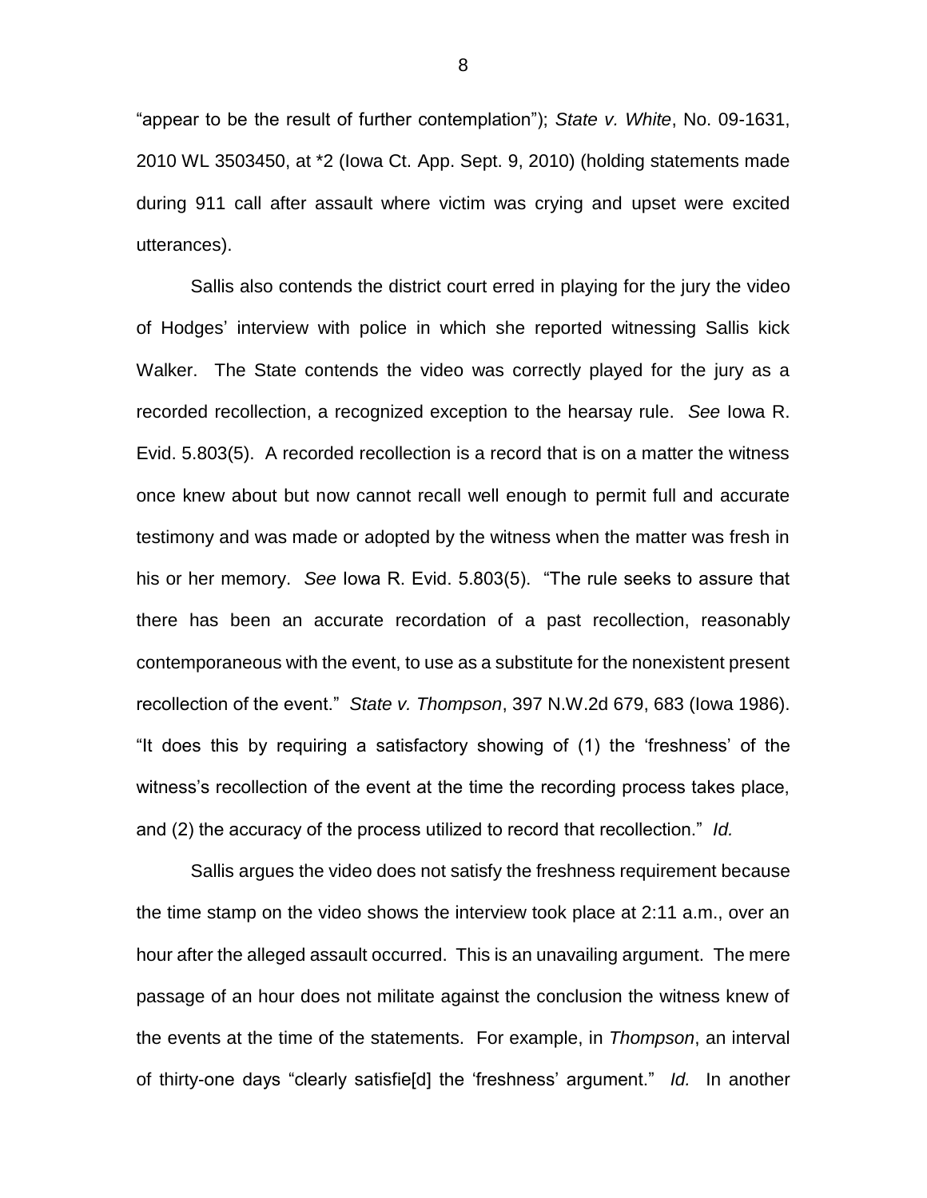"appear to be the result of further contemplation"); *State v. White*, No. 09-1631, 2010 WL 3503450, at *2 (Iowa Ct. App. Sept. 9, 2010) (holding statements made during 911 call after assault where victim was crying and upset were excited utterances).

Sallis also contends the district court erred in playing for the jury the video of Hodges' interview with police in which she reported witnessing Sallis kick Walker. The State contends the video was correctly played for the jury as a recorded recollection, a recognized exception to the hearsay rule. *See* Iowa R. Evid. 5.803(5). A recorded recollection is a record that is on a matter the witness once knew about but now cannot recall well enough to permit full and accurate testimony and was made or adopted by the witness when the matter was fresh in his or her memory. *See* Iowa R. Evid. 5.803(5). "The rule seeks to assure that there has been an accurate recordation of a past recollection, reasonably contemporaneous with the event, to use as a substitute for the nonexistent present recollection of the event." *State v. Thompson*, 397 N.W.2d 679, 683 (Iowa 1986). "It does this by requiring a satisfactory showing of (1) the 'freshness' of the witness's recollection of the event at the time the recording process takes place, and (2) the accuracy of the process utilized to record that recollection." *Id.*

Sallis argues the video does not satisfy the freshness requirement because the time stamp on the video shows the interview took place at 2:11 a.m., over an hour after the alleged assault occurred. This is an unavailing argument. The mere passage of an hour does not militate against the conclusion the witness knew of the events at the time of the statements. For example, in *Thompson*, an interval of thirty-one days "clearly satisfie[d] the 'freshness' argument." *Id.* In another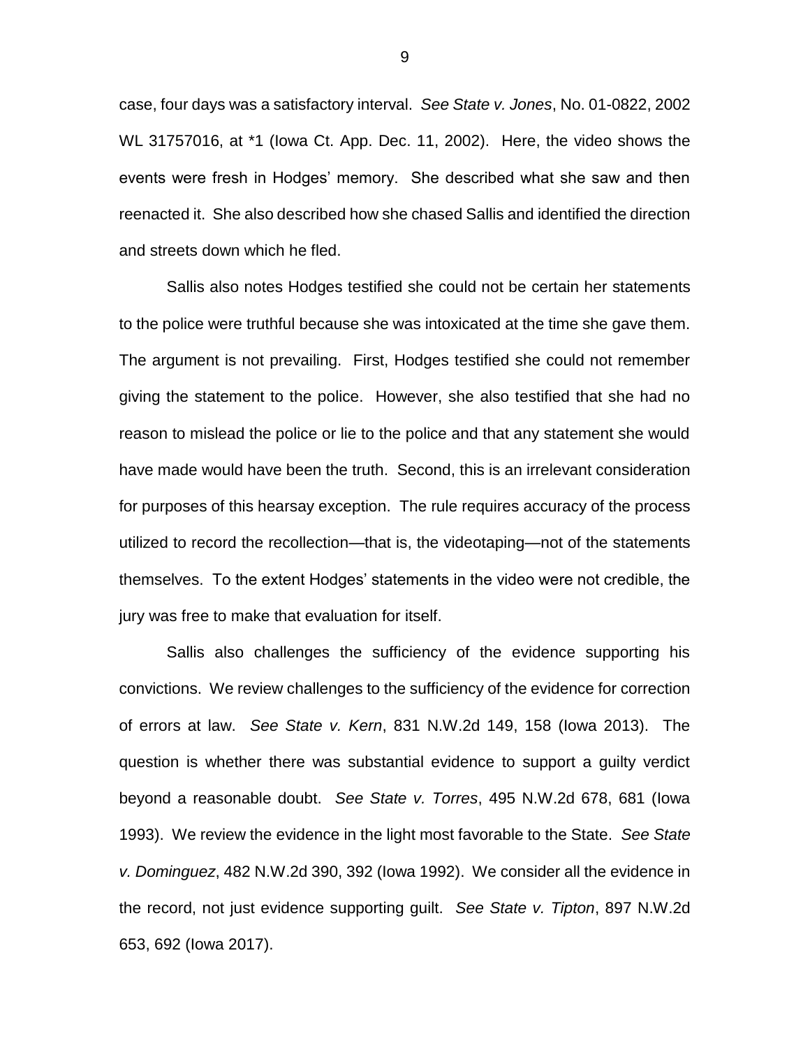case, four days was a satisfactory interval. *See State v. Jones*, No. 01-0822, 2002 WL 31757016, at *1 (Iowa Ct. App. Dec. 11, 2002). Here, the video shows the events were fresh in Hodges' memory. She described what she saw and then reenacted it. She also described how she chased Sallis and identified the direction and streets down which he fled.

Sallis also notes Hodges testified she could not be certain her statements to the police were truthful because she was intoxicated at the time she gave them. The argument is not prevailing. First, Hodges testified she could not remember giving the statement to the police. However, she also testified that she had no reason to mislead the police or lie to the police and that any statement she would have made would have been the truth. Second, this is an irrelevant consideration for purposes of this hearsay exception. The rule requires accuracy of the process utilized to record the recollection—that is, the videotaping—not of the statements themselves. To the extent Hodges' statements in the video were not credible, the jury was free to make that evaluation for itself.

Sallis also challenges the sufficiency of the evidence supporting his convictions. We review challenges to the sufficiency of the evidence for correction of errors at law. *See State v. Kern*, 831 N.W.2d 149, 158 (Iowa 2013). The question is whether there was substantial evidence to support a guilty verdict beyond a reasonable doubt. *See State v. Torres*, 495 N.W.2d 678, 681 (Iowa 1993). We review the evidence in the light most favorable to the State. *See State v. Dominguez*, 482 N.W.2d 390, 392 (Iowa 1992). We consider all the evidence in the record, not just evidence supporting guilt. *See State v. Tipton*, 897 N.W.2d 653, 692 (Iowa 2017).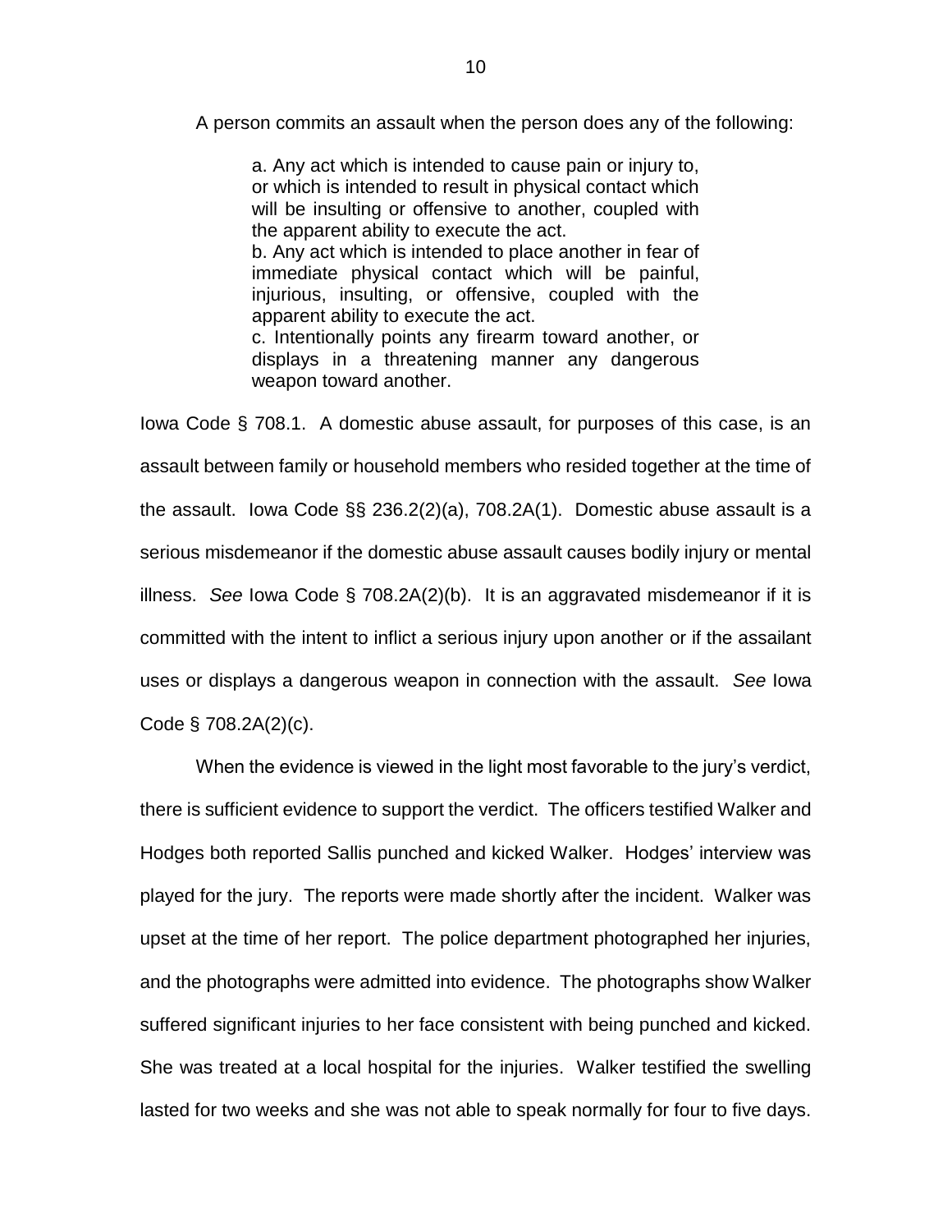A person commits an assault when the person does any of the following:

> a. Any act which is intended to cause pain or injury to, or which is intended to result in physical contact which will be insulting or offensive to another, coupled with the apparent ability to execute the act.
> b. Any act which is intended to place another in fear of immediate physical contact which will be painful, injurious, insulting, or offensive, coupled with the apparent ability to execute the act.
> c. Intentionally points any firearm toward another, or displays in a threatening manner any dangerous weapon toward another.

Iowa Code § 708.1. A domestic abuse assault, for purposes of this case, is an assault between family or household members who resided together at the time of the assault. Iowa Code §§ 236.2(2)(a), 708.2A(1). Domestic abuse assault is a serious misdemeanor if the domestic abuse assault causes bodily injury or mental illness. *See* Iowa Code § 708.2A(2)(b). It is an aggravated misdemeanor if it is committed with the intent to inflict a serious injury upon another or if the assailant uses or displays a dangerous weapon in connection with the assault. *See* Iowa Code § 708.2A(2)(c).

When the evidence is viewed in the light most favorable to the jury's verdict, there is sufficient evidence to support the verdict. The officers testified Walker and Hodges both reported Sallis punched and kicked Walker. Hodges' interview was played for the jury. The reports were made shortly after the incident. Walker was upset at the time of her report. The police department photographed her injuries, and the photographs were admitted into evidence. The photographs show Walker suffered significant injuries to her face consistent with being punched and kicked. She was treated at a local hospital for the injuries. Walker testified the swelling lasted for two weeks and she was not able to speak normally for four to five days.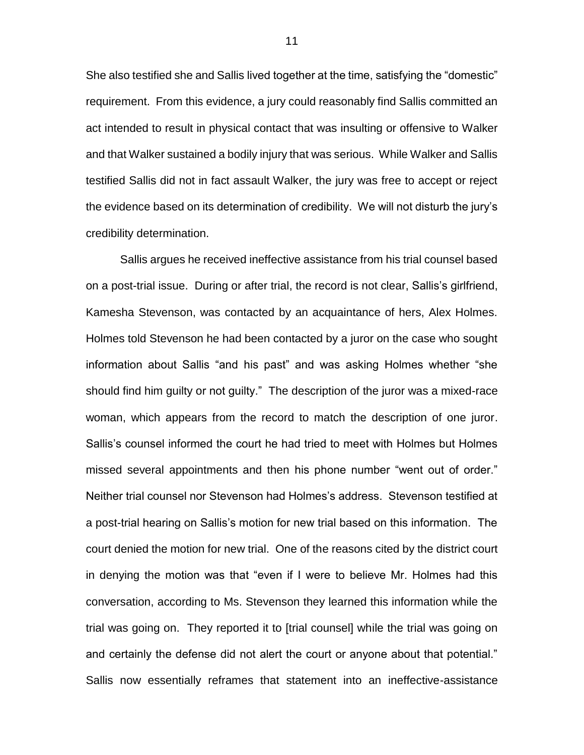She also testified she and Sallis lived together at the time, satisfying the "domestic" requirement. From this evidence, a jury could reasonably find Sallis committed an act intended to result in physical contact that was insulting or offensive to Walker and that Walker sustained a bodily injury that was serious. While Walker and Sallis testified Sallis did not in fact assault Walker, the jury was free to accept or reject the evidence based on its determination of credibility. We will not disturb the jury's credibility determination.

Sallis argues he received ineffective assistance from his trial counsel based on a post-trial issue. During or after trial, the record is not clear, Sallis's girlfriend, Kamesha Stevenson, was contacted by an acquaintance of hers, Alex Holmes. Holmes told Stevenson he had been contacted by a juror on the case who sought information about Sallis "and his past" and was asking Holmes whether "she should find him guilty or not guilty." The description of the juror was a mixed-race woman, which appears from the record to match the description of one juror. Sallis's counsel informed the court he had tried to meet with Holmes but Holmes missed several appointments and then his phone number "went out of order." Neither trial counsel nor Stevenson had Holmes's address. Stevenson testified at a post-trial hearing on Sallis's motion for new trial based on this information. The court denied the motion for new trial. One of the reasons cited by the district court in denying the motion was that "even if I were to believe Mr. Holmes had this conversation, according to Ms. Stevenson they learned this information while the trial was going on. They reported it to [trial counsel] while the trial was going on and certainly the defense did not alert the court or anyone about that potential." Sallis now essentially reframes that statement into an ineffective-assistance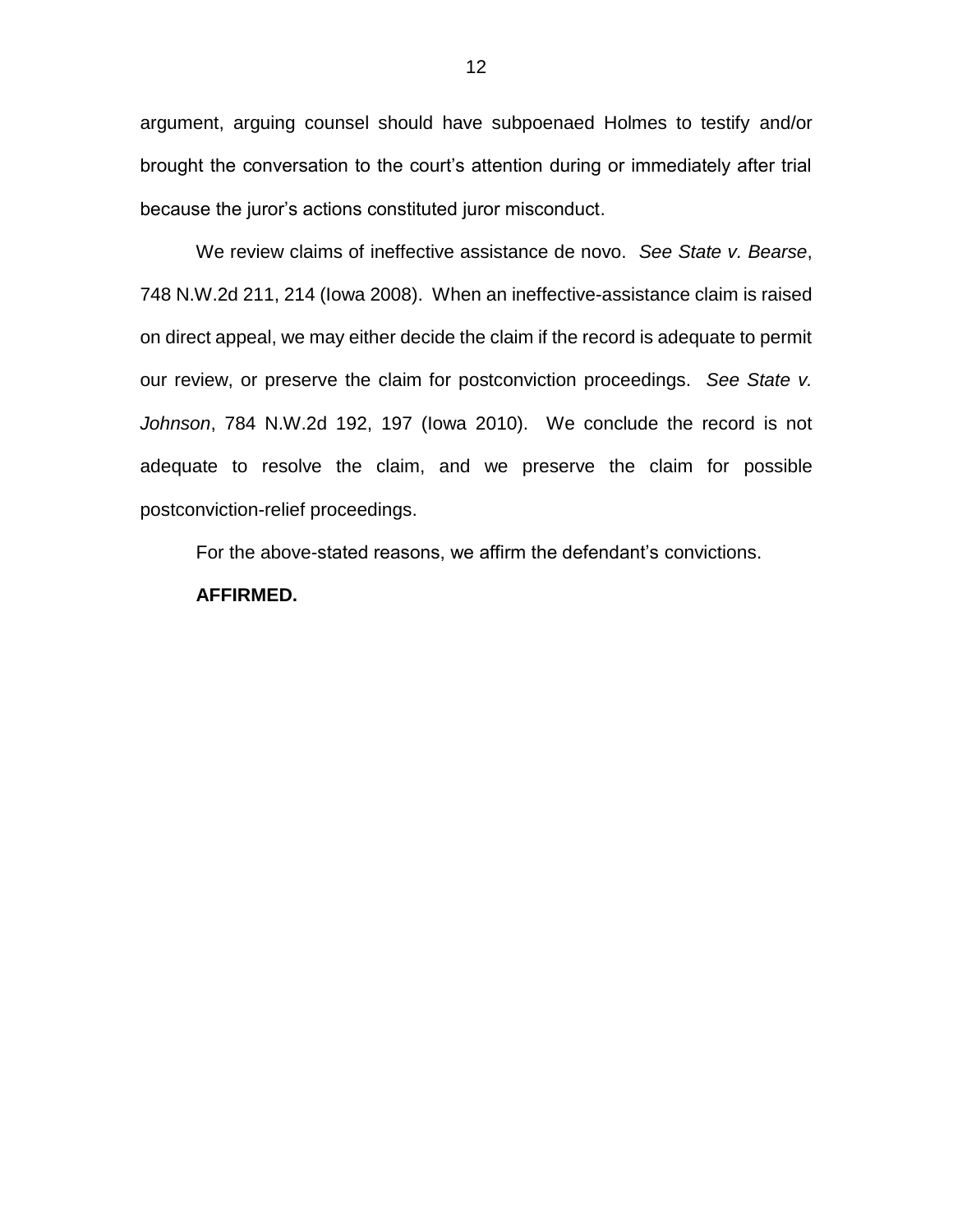argument, arguing counsel should have subpoenaed Holmes to testify and/or brought the conversation to the court's attention during or immediately after trial because the juror's actions constituted juror misconduct.

We review claims of ineffective assistance de novo. *See State v. Bearse*, 748 N.W.2d 211, 214 (Iowa 2008). When an ineffective-assistance claim is raised on direct appeal, we may either decide the claim if the record is adequate to permit our review, or preserve the claim for postconviction proceedings. *See State v. Johnson*, 784 N.W.2d 192, 197 (Iowa 2010). We conclude the record is not adequate to resolve the claim, and we preserve the claim for possible postconviction-relief proceedings.

For the above-stated reasons, we affirm the defendant's convictions.

**AFFIRMED.**